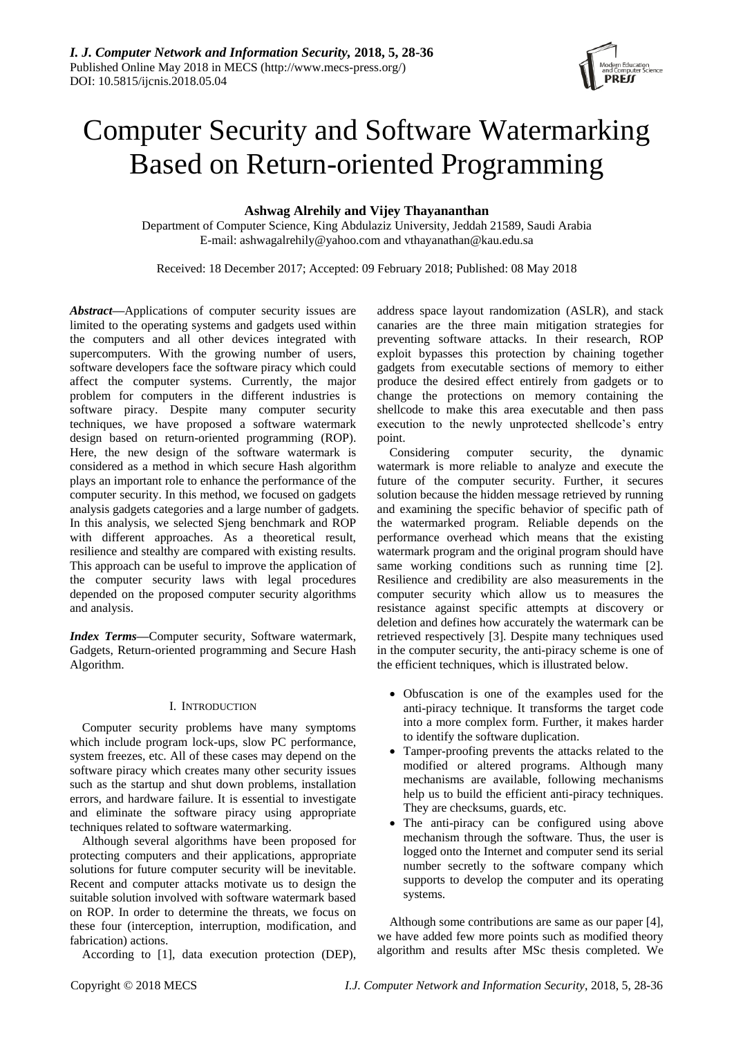# Computer Security and Software Watermarking Based on Return-oriented Programming

**Ashwag Alrehily and Vijey Thayananthan**

Department of Computer Science, King Abdulaziz University, Jeddah 21589, Saudi Arabia
E-mail: ashwagalrehily@yahoo.com and vthayanathan@kau.edu.sa

Received: 18 December 2017; Accepted: 09 February 2018; Published: 08 May 2018

***Abstract*—**Applications of computer security issues are limited to the operating systems and gadgets used within the computers and all other devices integrated with supercomputers. With the growing number of users, software developers face the software piracy which could affect the computer systems. Currently, the major problem for computers in the different industries is software piracy. Despite many computer security techniques, we have proposed a software watermark design based on return-oriented programming (ROP). Here, the new design of the software watermark is considered as a method in which secure Hash algorithm plays an important role to enhance the performance of the computer security. In this method, we focused on gadgets analysis gadgets categories and a large number of gadgets. In this analysis, we selected Sjeng benchmark and ROP with different approaches. As a theoretical result, resilience and stealthy are compared with existing results. This approach can be useful to improve the application of the computer security laws with legal procedures depended on the proposed computer security algorithms and analysis.

***Index Terms*—**Computer security, Software watermark, Gadgets, Return-oriented programming and Secure Hash Algorithm.

## I. Introduction

Computer security problems have many symptoms which include program lock-ups, slow PC performance, system freezes, etc. All of these cases may depend on the software piracy which creates many other security issues such as the startup and shut down problems, installation errors, and hardware failure. It is essential to investigate and eliminate the software piracy using appropriate techniques related to software watermarking.

Although several algorithms have been proposed for protecting computers and their applications, appropriate solutions for future computer security will be inevitable. Recent and computer attacks motivate us to design the suitable solution involved with software watermark based on ROP. In order to determine the threats, we focus on these four (interception, interruption, modification, and fabrication) actions.

According to [1], data execution protection (DEP), address space layout randomization (ASLR), and stack canaries are the three main mitigation strategies for preventing software attacks. In their research, ROP exploit bypasses this protection by chaining together gadgets from executable sections of memory to either produce the desired effect entirely from gadgets or to change the protections on memory containing the shellcode to make this area executable and then pass execution to the newly unprotected shellcode's entry point.

Considering computer security, the dynamic watermark is more reliable to analyze and execute the future of the computer security. Further, it secures solution because the hidden message retrieved by running and examining the specific behavior of specific path of the watermarked program. Reliable depends on the performance overhead which means that the existing watermark program and the original program should have same working conditions such as running time [2]. Resilience and credibility are also measurements in the computer security which allow us to measures the resistance against specific attempts at discovery or deletion and defines how accurately the watermark can be retrieved respectively [3]. Despite many techniques used in the computer security, the anti-piracy scheme is one of the efficient techniques, which is illustrated below.

- Obfuscation is one of the examples used for the anti-piracy technique. It transforms the target code into a more complex form. Further, it makes harder to identify the software duplication.
- Tamper-proofing prevents the attacks related to the modified or altered programs. Although many mechanisms are available, following mechanisms help us to build the efficient anti-piracy techniques. They are checksums, guards, etc.
- The anti-piracy can be configured using above mechanism through the software. Thus, the user is logged onto the Internet and computer send its serial number secretly to the software company which supports to develop the computer and its operating systems.

Although some contributions are same as our paper [4], we have added few more points such as modified theory algorithm and results after MSc thesis completed. We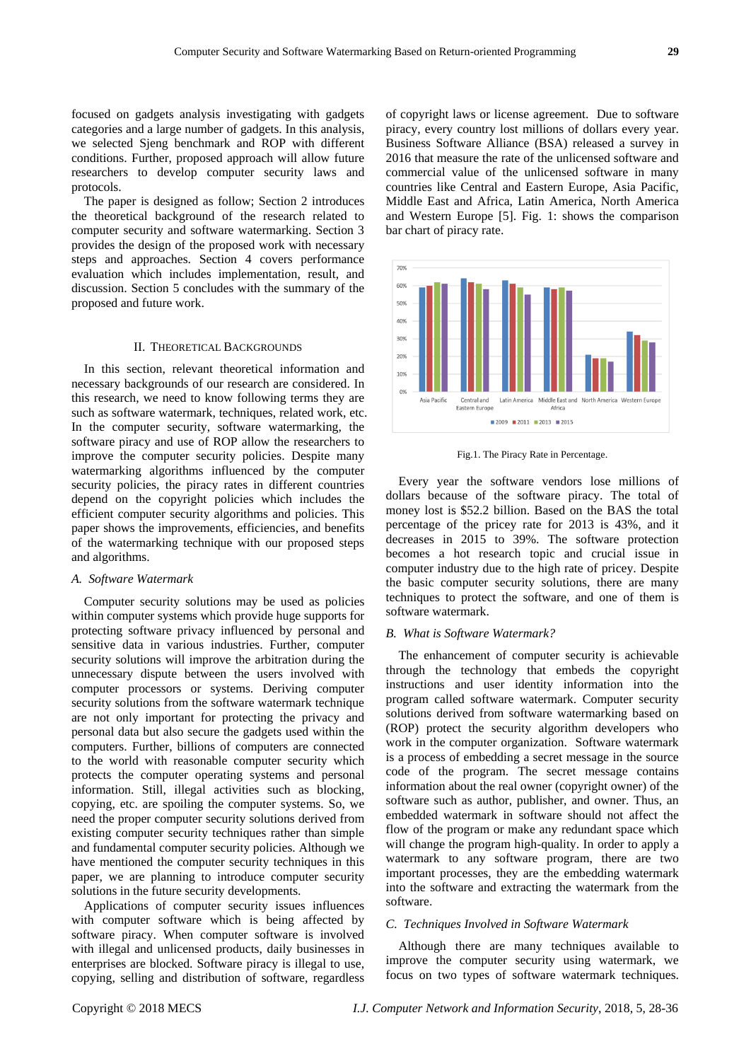focused on gadgets analysis investigating with gadgets categories and a large number of gadgets. In this analysis, we selected Sjeng benchmark and ROP with different conditions. Further, proposed approach will allow future researchers to develop computer security laws and protocols.

The paper is designed as follow; Section 2 introduces the theoretical background of the research related to computer security and software watermarking. Section 3 provides the design of the proposed work with necessary steps and approaches. Section 4 covers performance evaluation which includes implementation, result, and discussion. Section 5 concludes with the summary of the proposed and future work.

## II. Theoretical Backgrounds

In this section, relevant theoretical information and necessary backgrounds of our research are considered. In this research, we need to know following terms they are such as software watermark, techniques, related work, etc. In the computer security, software watermarking, the software piracy and use of ROP allow the researchers to improve the computer security policies. Despite many watermarking algorithms influenced by the computer security policies, the piracy rates in different countries depend on the copyright policies which includes the efficient computer security algorithms and policies. This paper shows the improvements, efficiencies, and benefits of the watermarking technique with our proposed steps and algorithms.

### *A. Software Watermark*

Computer security solutions may be used as policies within computer systems which provide huge supports for protecting software privacy influenced by personal and sensitive data in various industries. Further, computer security solutions will improve the arbitration during the unnecessary dispute between the users involved with computer processors or systems. Deriving computer security solutions from the software watermark technique are not only important for protecting the privacy and personal data but also secure the gadgets used within the computers. Further, billions of computers are connected to the world with reasonable computer security which protects the computer operating systems and personal information. Still, illegal activities such as blocking, copying, etc. are spoiling the computer systems. So, we need the proper computer security solutions derived from existing computer security techniques rather than simple and fundamental computer security policies. Although we have mentioned the computer security techniques in this paper, we are planning to introduce computer security solutions in the future security developments.

Applications of computer security issues influences with computer software which is being affected by software piracy. When computer software is involved with illegal and unlicensed products, daily businesses in enterprises are blocked. Software piracy is illegal to use, copying, selling and distribution of software, regardless of copyright laws or license agreement. Due to software piracy, every country lost millions of dollars every year. Business Software Alliance (BSA) released a survey in 2016 that measure the rate of the unlicensed software and commercial value of the unlicensed software in many countries like Central and Eastern Europe, Asia Pacific, Middle East and Africa, Latin America, North America and Western Europe [5]. Fig. 1: shows the comparison bar chart of piracy rate.

Fig.1. The Piracy Rate in Percentage.

Every year the software vendors lose millions of dollars because of the software piracy. The total of money lost is $52.2 billion. Based on the BAS the total percentage of the pricey rate for 2013 is 43%, and it decreases in 2015 to 39%. The software protection becomes a hot research topic and crucial issue in computer industry due to the high rate of pricey. Despite the basic computer security solutions, there are many techniques to protect the software, and one of them is software watermark.

### *B. What is Software Watermark?*

The enhancement of computer security is achievable through the technology that embeds the copyright instructions and user identity information into the program called software watermark. Computer security solutions derived from software watermarking based on (ROP) protect the security algorithm developers who work in the computer organization. Software watermark is a process of embedding a secret message in the source code of the program. The secret message contains information about the real owner (copyright owner) of the software such as author, publisher, and owner. Thus, an embedded watermark in software should not affect the flow of the program or make any redundant space which will change the program high-quality. In order to apply a watermark to any software program, there are two important processes, they are the embedding watermark into the software and extracting the watermark from the software.

### *C. Techniques Involved in Software Watermark*

Although there are many techniques available to improve the computer security using watermark, we focus on two types of software watermark techniques.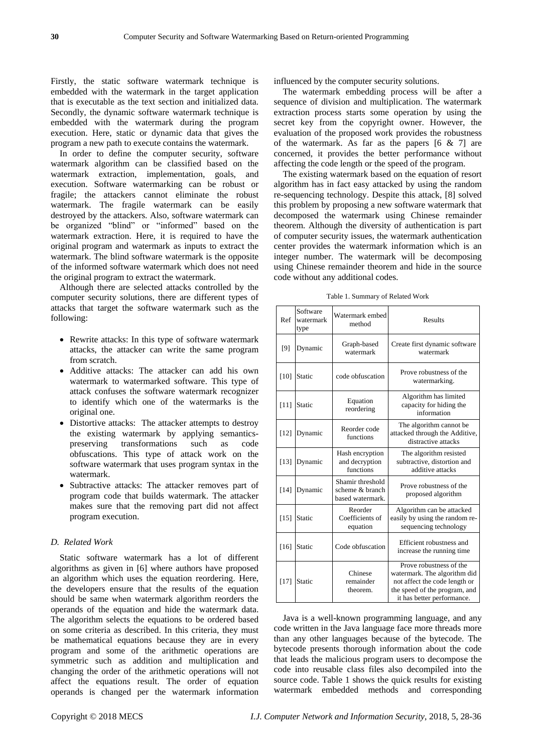Firstly, the static software watermark technique is embedded with the watermark in the target application that is executable as the text section and initialized data. Secondly, the dynamic software watermark technique is embedded with the watermark during the program execution. Here, static or dynamic data that gives the program a new path to execute contains the watermark.

In order to define the computer security, software watermark algorithm can be classified based on the watermark extraction, implementation, goals, and execution. Software watermarking can be robust or fragile; the attackers cannot eliminate the robust watermark. The fragile watermark can be easily destroyed by the attackers. Also, software watermark can be organized "blind" or "informed" based on the watermark extraction. Here, it is required to have the original program and watermark as inputs to extract the watermark. The blind software watermark is the opposite of the informed software watermark which does not need the original program to extract the watermark.

Although there are selected attacks controlled by the computer security solutions, there are different types of attacks that target the software watermark such as the following:

- Rewrite attacks: In this type of software watermark attacks, the attacker can write the same program from scratch.
- Additive attacks: The attacker can add his own watermark to watermarked software. This type of attack confuses the software watermark recognizer to identify which one of the watermarks is the original one.
- Distortive attacks: The attacker attempts to destroy the existing watermark by applying semantics-preserving transformations such as code obfuscations. This type of attack work on the software watermark that uses program syntax in the watermark.
- Subtractive attacks: The attacker removes part of program code that builds watermark. The attacker makes sure that the removing part did not affect program execution.

### *D. Related Work*

Static software watermark has a lot of different algorithms as given in [6] where authors have proposed an algorithm which uses the equation reordering. Here, the developers ensure that the results of the equation should be same when watermark algorithm reorders the operands of the equation and hide the watermark data. The algorithm selects the equations to be ordered based on some criteria as described. In this criteria, they must be mathematical equations because they are in every program and some of the arithmetic operations are symmetric such as addition and multiplication and changing the order of the arithmetic operations will not affect the equations result. The order of equation operands is changed per the watermark information influenced by the computer security solutions.

The watermark embedding process will be after a sequence of division and multiplication. The watermark extraction process starts some operation by using the secret key from the copyright owner. However, the evaluation of the proposed work provides the robustness of the watermark. As far as the papers [6 & 7] are concerned, it provides the better performance without affecting the code length or the speed of the program.

The existing watermark based on the equation of resort algorithm has in fact easy attacked by using the random re-sequencing technology. Despite this attack, [8] solved this problem by proposing a new software watermark that decomposed the watermark using Chinese remainder theorem. Although the diversity of authentication is part of computer security issues, the watermark authentication center provides the watermark information which is an integer number. The watermark will be decomposing using Chinese remainder theorem and hide in the source code without any additional codes.

Table 1. Summary of Related Work

| Ref | Software watermark type | Watermark embed method | Results |
|---|---|---|---|
| [9] | Dynamic | Graph-based watermark | Create first dynamic software watermark |
| [10] | Static | code obfuscation | Prove robustness of the watermarking. |
| [11] | Static | Equation reordering | Algorithm has limited capacity for hiding the information |
| [12] | Dynamic | Reorder code functions | The algorithm cannot be attacked through the Additive, distractive attacks |
| [13] | Dynamic | Hash encryption and decryption functions | The algorithm resisted subtractive, distortion and additive attacks |
| [14] | Dynamic | Shamir threshold scheme & branch based watermark. | Prove robustness of the proposed algorithm |
| [15] | Static | Reorder Coefficients of equation | Algorithm can be attacked easily by using the random re-sequencing technology |
| [16] | Static | Code obfuscation | Efficient robustness and increase the running time |
| [17] | Static | Chinese remainder theorem. | Prove robustness of the watermark. The algorithm did not affect the code length or the speed of the program, and it has better performance. |

Java is a well-known programming language, and any code written in the Java language face more threads more than any other languages because of the bytecode. The bytecode presents thorough information about the code that leads the malicious program users to decompose the code into reusable class files also decompiled into the source code. Table 1 shows the quick results for existing watermark embedded methods and corresponding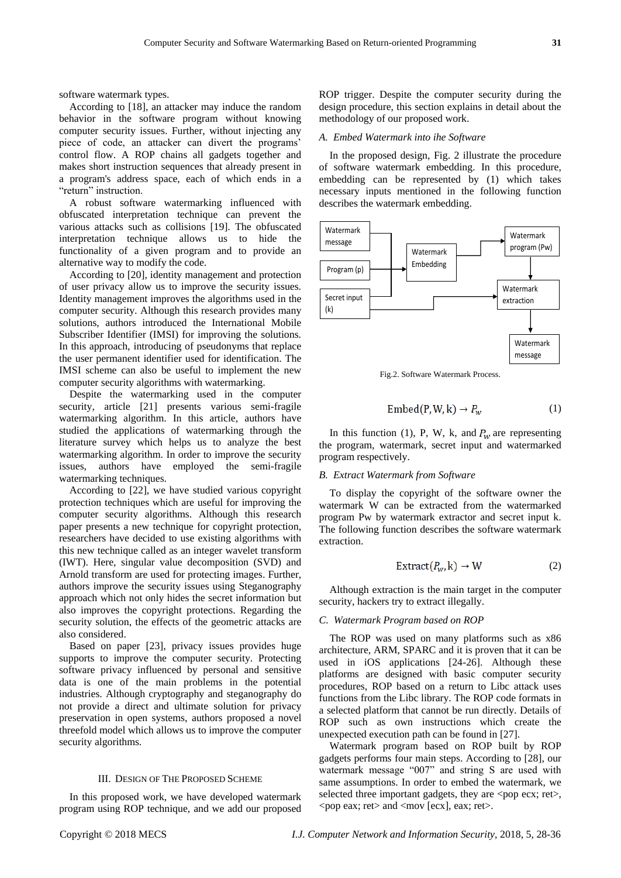software watermark types.

According to [18], an attacker may induce the random behavior in the software program without knowing computer security issues. Further, without injecting any piece of code, an attacker can divert the programs' control flow. A ROP chains all gadgets together and makes short instruction sequences that already present in a program's address space, each of which ends in a "return" instruction.

A robust software watermarking influenced with obfuscated interpretation technique can prevent the various attacks such as collisions [19]. The obfuscated interpretation technique allows us to hide the functionality of a given program and to provide an alternative way to modify the code.

According to [20], identity management and protection of user privacy allow us to improve the security issues. Identity management improves the algorithms used in the computer security. Although this research provides many solutions, authors introduced the International Mobile Subscriber Identifier (IMSI) for improving the solutions. In this approach, introducing of pseudonyms that replace the user permanent identifier used for identification. The IMSI scheme can also be useful to implement the new computer security algorithms with watermarking.

Despite the watermarking used in the computer security, article [21] presents various semi-fragile watermarking algorithm. In this article, authors have studied the applications of watermarking through the literature survey which helps us to analyze the best watermarking algorithm. In order to improve the security issues, authors have employed the semi-fragile watermarking techniques.

According to [22], we have studied various copyright protection techniques which are useful for improving the computer security algorithms. Although this research paper presents a new technique for copyright protection, researchers have decided to use existing algorithms with this new technique called as an integer wavelet transform (IWT). Here, singular value decomposition (SVD) and Arnold transform are used for protecting images. Further, authors improve the security issues using Steganography approach which not only hides the secret information but also improves the copyright protections. Regarding the security solution, the effects of the geometric attacks are also considered.

Based on paper [23], privacy issues provides huge supports to improve the computer security. Protecting software privacy influenced by personal and sensitive data is one of the main problems in the potential industries. Although cryptography and steganography do not provide a direct and ultimate solution for privacy preservation in open systems, authors proposed a novel threefold model which allows us to improve the computer security algorithms.

## III. Design of The Proposed Scheme

In this proposed work, we have developed watermark program using ROP technique, and we add our proposed ROP trigger. Despite the computer security during the design procedure, this section explains in detail about the methodology of our proposed work.

### A. *Embed Watermark into ihe Software*

In the proposed design, Fig. 2 illustrate the procedure of software watermark embedding. In this procedure, embedding can be represented by (1) which takes necessary inputs mentioned in the following function describes the watermark embedding.

Fig.2. Software Watermark Process.

$$\text{Embed}(P, W, k) \rightarrow P_w \tag{1}$$

In this function (1), P, W, k, and $P_w$ are representing the program, watermark, secret input and watermarked program respectively.

### B. *Extract Watermark from Software*

To display the copyright of the software owner the watermark W can be extracted from the watermarked program Pw by watermark extractor and secret input k. The following function describes the software watermark extraction.

$$\text{Extract}(P_w, k) \rightarrow W \tag{2}$$

Although extraction is the main target in the computer security, hackers try to extract illegally.

### C. *Watermark Program based on ROP*

The ROP was used on many platforms such as x86 architecture, ARM, SPARC and it is proven that it can be used in iOS applications [24-26]. Although these platforms are designed with basic computer security procedures, ROP based on a return to Libc attack uses functions from the Libc library. The ROP code formats in a selected platform that cannot be run directly. Details of ROP such as own instructions which create the unexpected execution path can be found in [27].

Watermark program based on ROP built by ROP gadgets performs four main steps. According to [28], our watermark message "007" and string S are used with same assumptions. In order to embed the watermark, we selected three important gadgets, they are <pop ecx; ret>, <pop eax; ret> and <mov [ecx], eax; ret>.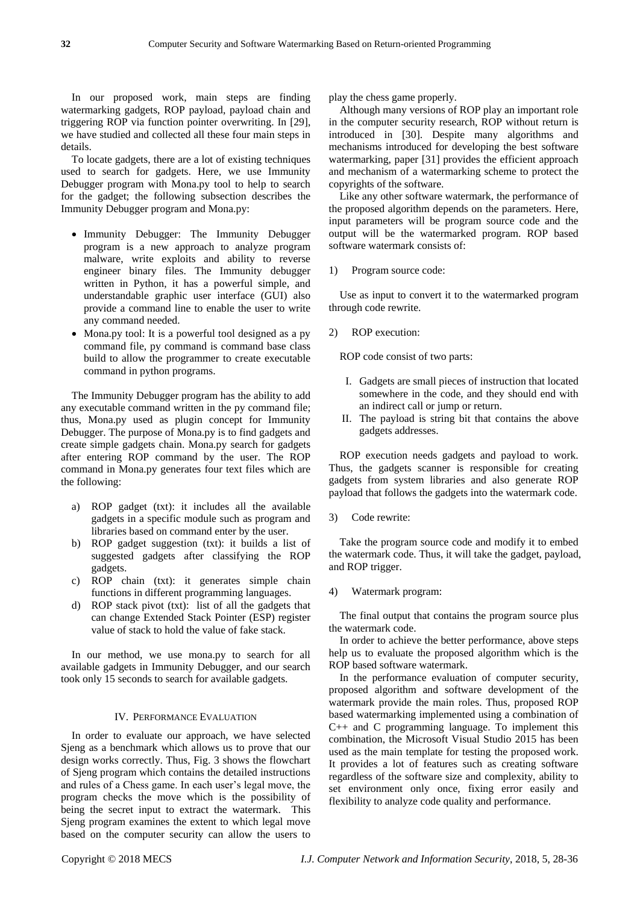In our proposed work, main steps are finding watermarking gadgets, ROP payload, payload chain and triggering ROP via function pointer overwriting. In [29], we have studied and collected all these four main steps in details.

To locate gadgets, there are a lot of existing techniques used to search for gadgets. Here, we use Immunity Debugger program with Mona.py tool to help to search for the gadget; the following subsection describes the Immunity Debugger program and Mona.py:

- Immunity Debugger: The Immunity Debugger program is a new approach to analyze program malware, write exploits and ability to reverse engineer binary files. The Immunity debugger written in Python, it has a powerful simple, and understandable graphic user interface (GUI) also provide a command line to enable the user to write any command needed.
- Mona.py tool: It is a powerful tool designed as a py command file, py command is command base class build to allow the programmer to create executable command in python programs.

The Immunity Debugger program has the ability to add any executable command written in the py command file; thus, Mona.py used as plugin concept for Immunity Debugger. The purpose of Mona.py is to find gadgets and create simple gadgets chain. Mona.py search for gadgets after entering ROP command by the user. The ROP command in Mona.py generates four text files which are the following:

a) ROP gadget (txt): it includes all the available gadgets in a specific module such as program and libraries based on command enter by the user.
b) ROP gadget suggestion (txt): it builds a list of suggested gadgets after classifying the ROP gadgets.
c) ROP chain (txt): it generates simple chain functions in different programming languages.
d) ROP stack pivot (txt): list of all the gadgets that can change Extended Stack Pointer (ESP) register value of stack to hold the value of fake stack.

In our method, we use mona.py to search for all available gadgets in Immunity Debugger, and our search took only 15 seconds to search for available gadgets.

## IV. Performance Evaluation

In order to evaluate our approach, we have selected Sjeng as a benchmark which allows us to prove that our design works correctly. Thus, Fig. 3 shows the flowchart of Sjeng program which contains the detailed instructions and rules of a Chess game. In each user's legal move, the program checks the move which is the possibility of being the secret input to extract the watermark. This Sjeng program examines the extent to which legal move based on the computer security can allow the users to play the chess game properly.

Although many versions of ROP play an important role in the computer security research, ROP without return is introduced in [30]. Despite many algorithms and mechanisms introduced for developing the best software watermarking, paper [31] provides the efficient approach and mechanism of a watermarking scheme to protect the copyrights of the software.

Like any other software watermark, the performance of the proposed algorithm depends on the parameters. Here, input parameters will be program source code and the output will be the watermarked program. ROP based software watermark consists of:

1) Program source code:

Use as input to convert it to the watermarked program through code rewrite.

2) ROP execution:

ROP code consist of two parts:

I. Gadgets are small pieces of instruction that located somewhere in the code, and they should end with an indirect call or jump or return.
II. The payload is string bit that contains the above gadgets addresses.

ROP execution needs gadgets and payload to work. Thus, the gadgets scanner is responsible for creating gadgets from system libraries and also generate ROP payload that follows the gadgets into the watermark code.

3) Code rewrite:

Take the program source code and modify it to embed the watermark code. Thus, it will take the gadget, payload, and ROP trigger.

4) Watermark program:

The final output that contains the program source plus the watermark code.

In order to achieve the better performance, above steps help us to evaluate the proposed algorithm which is the ROP based software watermark.

In the performance evaluation of computer security, proposed algorithm and software development of the watermark provide the main roles. Thus, proposed ROP based watermarking implemented using a combination of C++ and C programming language. To implement this combination, the Microsoft Visual Studio 2015 has been used as the main template for testing the proposed work. It provides a lot of features such as creating software regardless of the software size and complexity, ability to set environment only once, fixing error easily and flexibility to analyze code quality and performance.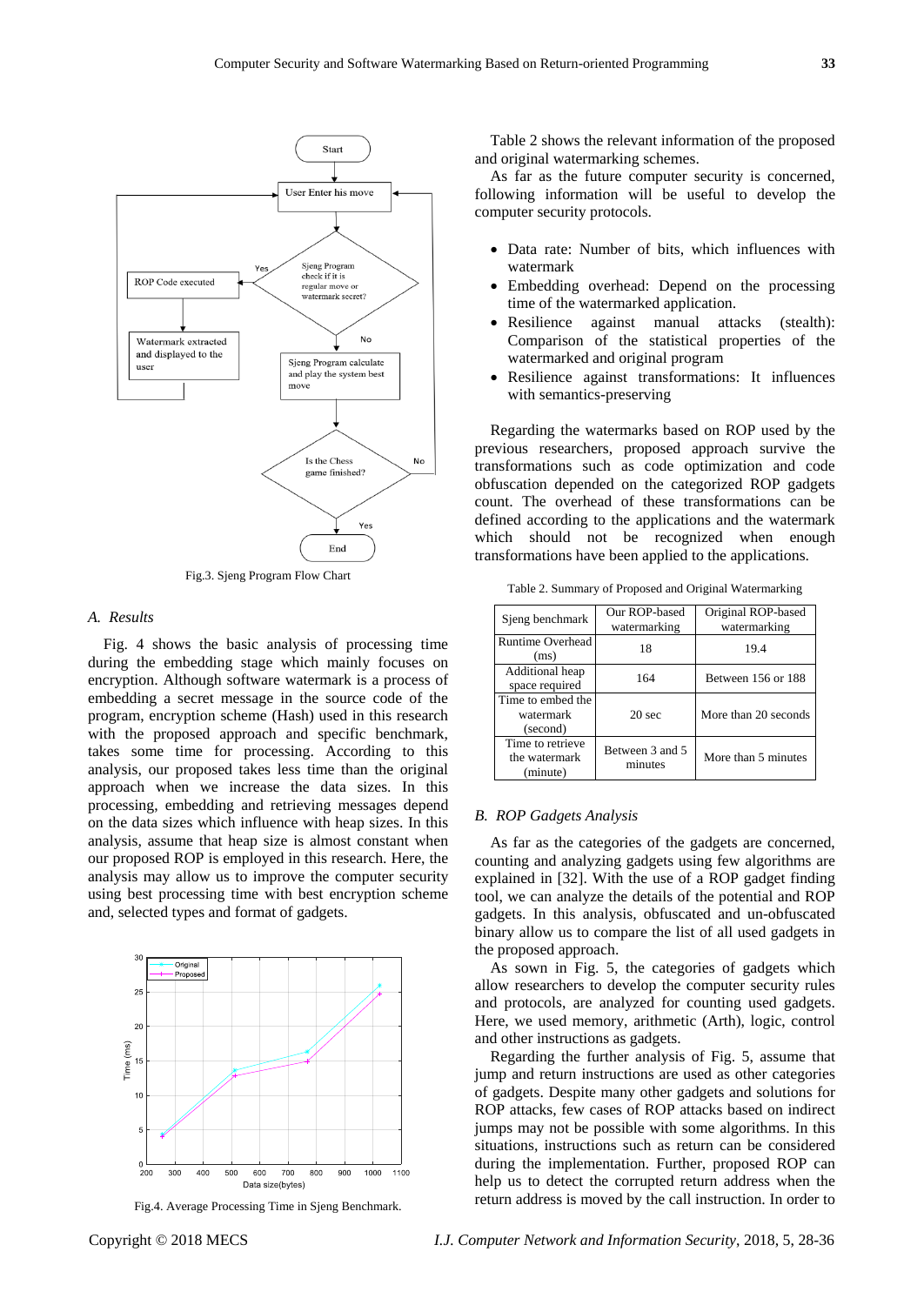Fig.3. Sjeng Program Flow Chart

### A. Results

Fig. 4 shows the basic analysis of processing time during the embedding stage which mainly focuses on encryption. Although software watermark is a process of embedding a secret message in the source code of the program, encryption scheme (Hash) used in this research with the proposed approach and specific benchmark, takes some time for processing. According to this analysis, our proposed takes less time than the original approach when we increase the data sizes. In this processing, embedding and retrieving messages depend on the data sizes which influence with heap sizes. In this analysis, assume that heap size is almost constant when our proposed ROP is employed in this research. Here, the analysis may allow us to improve the computer security using best processing time with best encryption scheme and, selected types and format of gadgets.

Fig.4. Average Processing Time in Sjeng Benchmark.

Table 2 shows the relevant information of the proposed and original watermarking schemes.

As far as the future computer security is concerned, following information will be useful to develop the computer security protocols.

- Data rate: Number of bits, which influences with watermark
- Embedding overhead: Depend on the processing time of the watermarked application.
- Resilience against manual attacks (stealth): Comparison of the statistical properties of the watermarked and original program
- Resilience against transformations: It influences with semantics-preserving

Regarding the watermarks based on ROP used by the previous researchers, proposed approach survive the transformations such as code optimization and code obfuscation depended on the categorized ROP gadgets count. The overhead of these transformations can be defined according to the applications and the watermark which should not be recognized when enough transformations have been applied to the applications.

Table 2. Summary of Proposed and Original Watermarking

| Sjeng benchmark | Our ROP-based watermarking | Original ROP-based watermarking |
|---|---|---|
| Runtime Overhead (ms) | 18 | 19.4 |
| Additional heap space required | 164 | Between 156 or 188 |
| Time to embed the watermark (second) | 20 sec | More than 20 seconds |
| Time to retrieve the watermark (minute) | Between 3 and 5 minutes | More than 5 minutes |

### B. ROP Gadgets Analysis

As far as the categories of the gadgets are concerned, counting and analyzing gadgets using few algorithms are explained in [32]. With the use of a ROP gadget finding tool, we can analyze the details of the potential and ROP gadgets. In this analysis, obfuscated and un-obfuscated binary allow us to compare the list of all used gadgets in the proposed approach.

As sown in Fig. 5, the categories of gadgets which allow researchers to develop the computer security rules and protocols, are analyzed for counting used gadgets. Here, we used memory, arithmetic (Arth), logic, control and other instructions as gadgets.

Regarding the further analysis of Fig. 5, assume that jump and return instructions are used as other categories of gadgets. Despite many other gadgets and solutions for ROP attacks, few cases of ROP attacks based on indirect jumps may not be possible with some algorithms. In this situations, instructions such as return can be considered during the implementation. Further, proposed ROP can help us to detect the corrupted return address when the return address is moved by the call instruction. In order to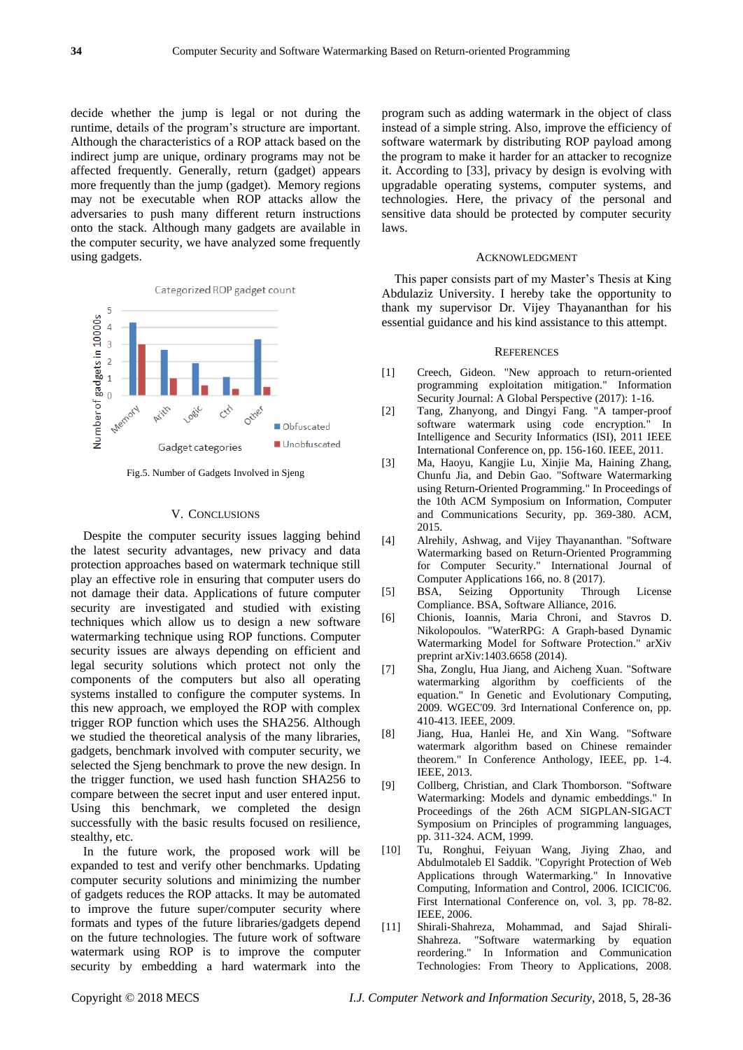decide whether the jump is legal or not during the runtime, details of the program's structure are important. Although the characteristics of a ROP attack based on the indirect jump are unique, ordinary programs may not be affected frequently. Generally, return (gadget) appears more frequently than the jump (gadget). Memory regions may not be executable when ROP attacks allow the adversaries to push many different return instructions onto the stack. Although many gadgets are available in the computer security, we have analyzed some frequently using gadgets.

Fig.5. Number of Gadgets Involved in Sjeng

## V. Conclusions

Despite the computer security issues lagging behind the latest security advantages, new privacy and data protection approaches based on watermark technique still play an effective role in ensuring that computer users do not damage their data. Applications of future computer security are investigated and studied with existing techniques which allow us to design a new software watermarking technique using ROP functions. Computer security issues are always depending on efficient and legal security solutions which protect not only the components of the computers but also all operating systems installed to configure the computer systems. In this new approach, we employed the ROP with complex trigger ROP function which uses the SHA256. Although we studied the theoretical analysis of the many libraries, gadgets, benchmark involved with computer security, we selected the Sjeng benchmark to prove the new design. In the trigger function, we used hash function SHA256 to compare between the secret input and user entered input. Using this benchmark, we completed the design successfully with the basic results focused on resilience, stealthy, etc.

In the future work, the proposed work will be expanded to test and verify other benchmarks. Updating computer security solutions and minimizing the number of gadgets reduces the ROP attacks. It may be automated to improve the future super/computer security where formats and types of the future libraries/gadgets depend on the future technologies. The future work of software watermark using ROP is to improve the computer security by embedding a hard watermark into the program such as adding watermark in the object of class instead of a simple string. Also, improve the efficiency of software watermark by distributing ROP payload among the program to make it harder for an attacker to recognize it. According to [33], privacy by design is evolving with upgradable operating systems, computer systems, and technologies. Here, the privacy of the personal and sensitive data should be protected by computer security laws.

## Acknowledgment

This paper consists part of my Master's Thesis at King Abdulaziz University. I hereby take the opportunity to thank my supervisor Dr. Vijey Thayananthan for his essential guidance and his kind assistance to this attempt.

## References

[1] Creech, Gideon. "New approach to return-oriented programming exploitation mitigation." Information Security Journal: A Global Perspective (2017): 1-16.

[2] Tang, Zhanyong, and Dingyi Fang. "A tamper-proof software watermark using code encryption." In Intelligence and Security Informatics (ISI), 2011 IEEE International Conference on, pp. 156-160. IEEE, 2011.

[3] Ma, Haoyu, Kangjie Lu, Xinjie Ma, Haining Zhang, Chunfu Jia, and Debin Gao. "Software Watermarking using Return-Oriented Programming." In Proceedings of the 10th ACM Symposium on Information, Computer and Communications Security, pp. 369-380. ACM, 2015.

[4] Alrehily, Ashwag, and Vijey Thayananthan. "Software Watermarking based on Return-Oriented Programming for Computer Security." International Journal of Computer Applications 166, no. 8 (2017).

[5] BSA, Seizing Opportunity Through License Compliance. BSA, Software Alliance, 2016.

[6] Chionis, Ioannis, Maria Chroni, and Stavros D. Nikolopoulos. "WaterRPG: A Graph-based Dynamic Watermarking Model for Software Protection." arXiv preprint arXiv:1403.6658 (2014).

[7] Sha, Zonglu, Hua Jiang, and Aicheng Xuan. "Software watermarking algorithm by coefficients of the equation." In Genetic and Evolutionary Computing, 2009. WGEC'09. 3rd International Conference on, pp. 410-413. IEEE, 2009.

[8] Jiang, Hua, Hanlei He, and Xin Wang. "Software watermark algorithm based on Chinese remainder theorem." In Conference Anthology, IEEE, pp. 1-4. IEEE, 2013.

[9] Collberg, Christian, and Clark Thomborson. "Software Watermarking: Models and dynamic embeddings." In Proceedings of the 26th ACM SIGPLAN-SIGACT Symposium on Principles of programming languages, pp. 311-324. ACM, 1999.

[10] Tu, Ronghui, Feiyuan Wang, Jiying Zhao, and Abdulmotaleb El Saddik. "Copyright Protection of Web Applications through Watermarking." In Innovative Computing, Information and Control, 2006. ICICIC'06. First International Conference on, vol. 3, pp. 78-82. IEEE, 2006.

[11] Shirali-Shahreza, Mohammad, and Sajad Shirali-Shahreza. "Software watermarking by equation reordering." In Information and Communication Technologies: From Theory to Applications, 2008.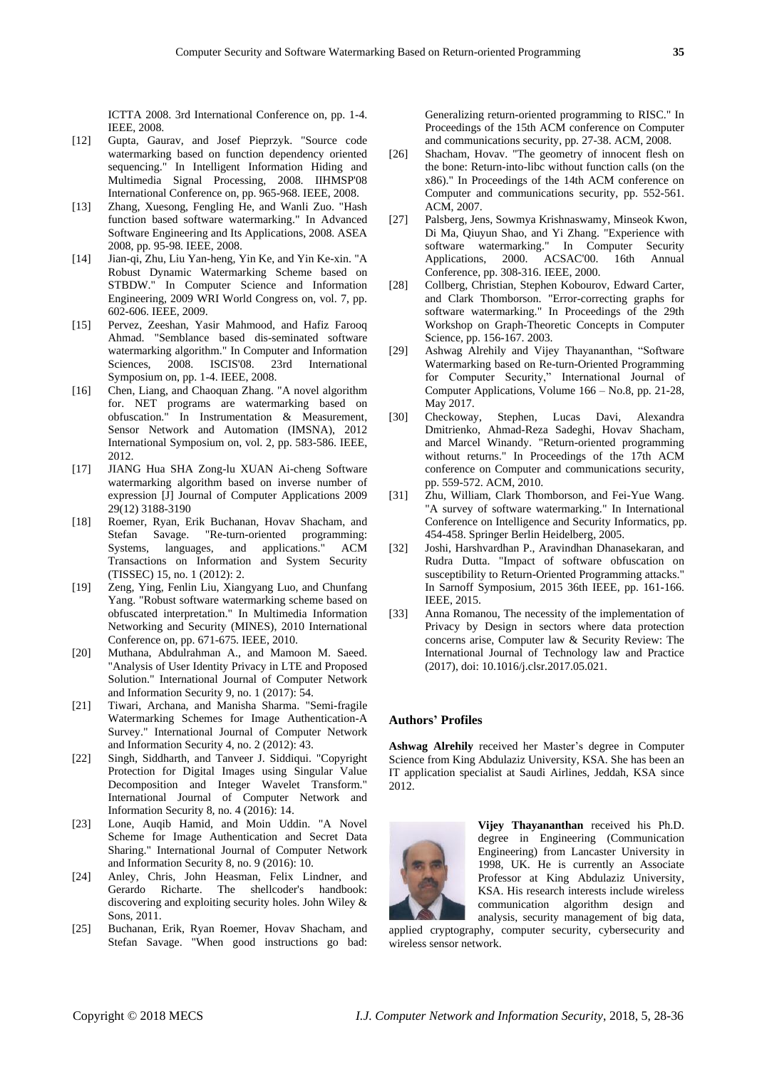ICTTA 2008. 3rd International Conference on, pp. 1-4. IEEE, 2008.

[12] Gupta, Gaurav, and Josef Pieprzyk. "Source code watermarking based on function dependency oriented sequencing." In Intelligent Information Hiding and Multimedia Signal Processing, 2008. IIHMSP'08 International Conference on, pp. 965-968. IEEE, 2008.

[13] Zhang, Xuesong, Fengling He, and Wanli Zuo. "Hash function based software watermarking." In Advanced Software Engineering and Its Applications, 2008. ASEA 2008, pp. 95-98. IEEE, 2008.

[14] Jian-qi, Zhu, Liu Yan-heng, Yin Ke, and Yin Ke-xin. "A Robust Dynamic Watermarking Scheme based on STBDW." In Computer Science and Information Engineering, 2009 WRI World Congress on, vol. 7, pp. 602-606. IEEE, 2009.

[15] Pervez, Zeeshan, Yasir Mahmood, and Hafiz Farooq Ahmad. "Semblance based dis-seminated software watermarking algorithm." In Computer and Information Sciences, 2008. ISCIS'08. 23rd International Symposium on, pp. 1-4. IEEE, 2008.

[16] Chen, Liang, and Chaoquan Zhang. "A novel algorithm for. NET programs are watermarking based on obfuscation." In Instrumentation & Measurement, Sensor Network and Automation (IMSNA), 2012 International Symposium on, vol. 2, pp. 583-586. IEEE, 2012.

[17] JIANG Hua SHA Zong-lu XUAN Ai-cheng Software watermarking algorithm based on inverse number of expression [J] Journal of Computer Applications 2009 29(12) 3188-3190

[18] Roemer, Ryan, Erik Buchanan, Hovav Shacham, and Stefan Savage. "Re-turn-oriented programming: Systems, languages, and applications." ACM Transactions on Information and System Security (TISSEC) 15, no. 1 (2012): 2.

[19] Zeng, Ying, Fenlin Liu, Xiangyang Luo, and Chunfang Yang. "Robust software watermarking scheme based on obfuscated interpretation." In Multimedia Information Networking and Security (MINES), 2010 International Conference on, pp. 671-675. IEEE, 2010.

[20] Muthana, Abdulrahman A., and Mamoon M. Saeed. "Analysis of User Identity Privacy in LTE and Proposed Solution." International Journal of Computer Network and Information Security 9, no. 1 (2017): 54.

[21] Tiwari, Archana, and Manisha Sharma. "Semi-fragile Watermarking Schemes for Image Authentication-A Survey." International Journal of Computer Network and Information Security 4, no. 2 (2012): 43.

[22] Singh, Siddharth, and Tanveer J. Siddiqui. "Copyright Protection for Digital Images using Singular Value Decomposition and Integer Wavelet Transform." International Journal of Computer Network and Information Security 8, no. 4 (2016): 14.

[23] Lone, Auqib Hamid, and Moin Uddin. "A Novel Scheme for Image Authentication and Secret Data Sharing." International Journal of Computer Network and Information Security 8, no. 9 (2016): 10.

[24] Anley, Chris, John Heasman, Felix Lindner, and Gerardo Richarte. The shellcoder's handbook: discovering and exploiting security holes. John Wiley & Sons, 2011.

[25] Buchanan, Erik, Ryan Roemer, Hovav Shacham, and Stefan Savage. "When good instructions go bad: Generalizing return-oriented programming to RISC." In Proceedings of the 15th ACM conference on Computer and communications security, pp. 27-38. ACM, 2008.

[26] Shacham, Hovav. "The geometry of innocent flesh on the bone: Return-into-libc without function calls (on the x86)." In Proceedings of the 14th ACM conference on Computer and communications security, pp. 552-561. ACM, 2007.

[27] Palsberg, Jens, Sowmya Krishnaswamy, Minseok Kwon, Di Ma, Qiuyun Shao, and Yi Zhang. "Experience with software watermarking." In Computer Security Applications, 2000. ACSAC'00. 16th Annual Conference, pp. 308-316. IEEE, 2000.

[28] Collberg, Christian, Stephen Kobourov, Edward Carter, and Clark Thomborson. "Error-correcting graphs for software watermarking." In Proceedings of the 29th Workshop on Graph-Theoretic Concepts in Computer Science, pp. 156-167. 2003.

[29] Ashwag Alrehily and Vijey Thayananthan, "Software Watermarking based on Re-turn-Oriented Programming for Computer Security," International Journal of Computer Applications, Volume 166 – No.8, pp. 21-28, May 2017.

[30] Checkoway, Stephen, Lucas Davi, Alexandra Dmitrienko, Ahmad-Reza Sadeghi, Hovav Shacham, and Marcel Winandy. "Return-oriented programming without returns." In Proceedings of the 17th ACM conference on Computer and communications security, pp. 559-572. ACM, 2010.

[31] Zhu, William, Clark Thomborson, and Fei-Yue Wang. "A survey of software watermarking." In International Conference on Intelligence and Security Informatics, pp. 454-458. Springer Berlin Heidelberg, 2005.

[32] Joshi, Harshvardhan P., Aravindhan Dhanasekaran, and Rudra Dutta. "Impact of software obfuscation on susceptibility to Return-Oriented Programming attacks." In Sarnoff Symposium, 2015 36th IEEE, pp. 161-166. IEEE, 2015.

[33] Anna Romanou, The necessity of the implementation of Privacy by Design in sectors where data protection concerns arise, Computer law & Security Review: The International Journal of Technology law and Practice (2017), doi: 10.1016/j.clsr.2017.05.021.

## Authors' Profiles

**Ashwag Alrehily** received her Master's degree in Computer Science from King Abdulaziz University, KSA. She has been an IT application specialist at Saudi Airlines, Jeddah, KSA since 2012.

**Vijey Thayananthan** received his Ph.D. degree in Engineering (Communication Engineering) from Lancaster University in 1998, UK. He is currently an Associate Professor at King Abdulaziz University, KSA. His research interests include wireless communication algorithm design and analysis, security management of big data, applied cryptography, computer security, cybersecurity and wireless sensor network.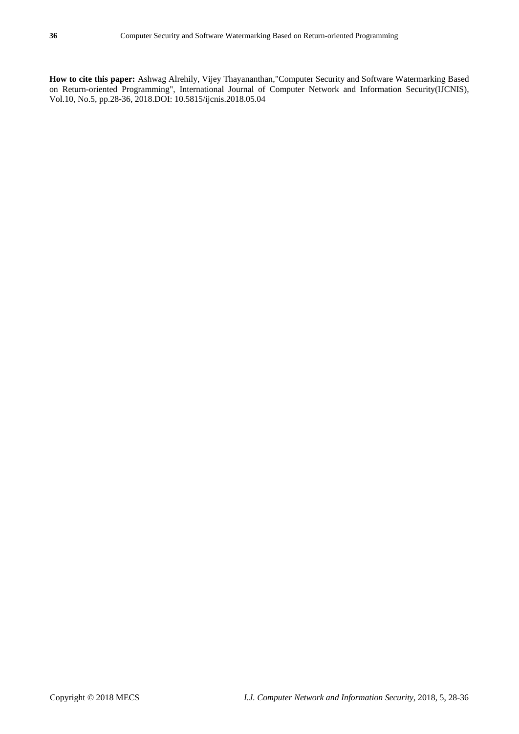**How to cite this paper:** Ashwag Alrehily, Vijey Thayananthan,"Computer Security and Software Watermarking Based on Return-oriented Programming", International Journal of Computer Network and Information Security(IJCNIS), Vol.10, No.5, pp.28-36, 2018.DOI: 10.5815/ijcnis.2018.05.04